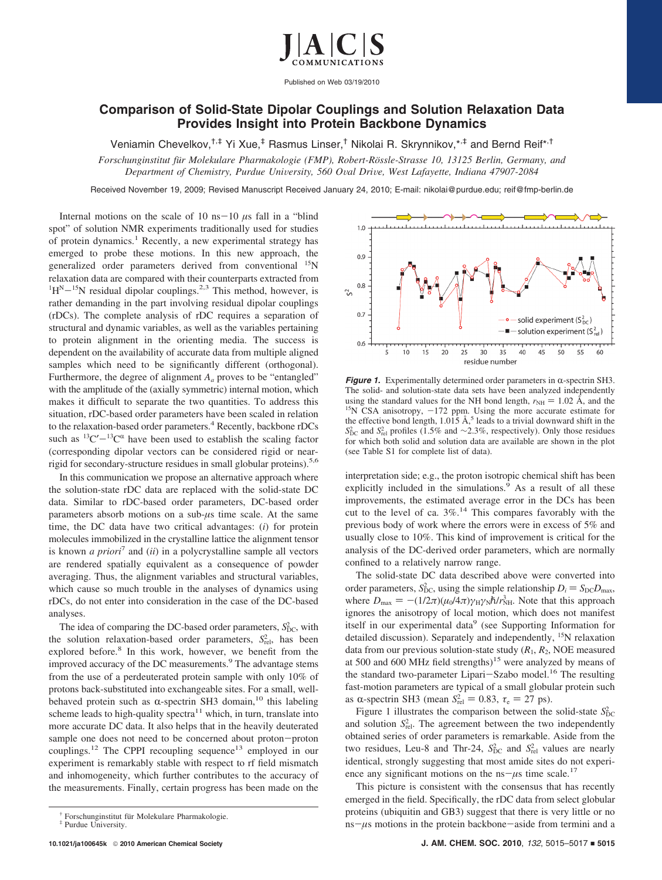Published on Web 03/19/2010

# Comparison of Solid-State Dipolar Couplings and Solution Relaxation Data Provides Insight into Protein Backbone Dynamics

Veniamin Chevelkov,[†,‡] Yi Xue,[‡] Rasmus Linser,[†] Nikolai R. Skrynnikov,[*,‡] and Bernd Reif[*,†]

*Forschunginstitut für Molekulare Pharmakologie (FMP), Robert-Rössle-Strasse 10, 13125 Berlin, Germany, and Department of Chemistry, Purdue University, 560 Oval Drive, West Lafayette, Indiana 47907-2084*

Received November 19, 2009; Revised Manuscript Received January 24, 2010; E-mail: nikolai@purdue.edu; reif@fmp-berlin.de

Internal motions on the scale of 10 ns−10 μs fall in a "blind spot" of solution NMR experiments traditionally used for studies of protein dynamics.[1] Recently, a new experimental strategy has emerged to probe these motions. In this new approach, the generalized order parameters derived from conventional $^{15}$N relaxation data are compared with their counterparts extracted from $^1$H$^N$−$^{15}$N residual dipolar couplings.[2,3] This method, however, is rather demanding in the part involving residual dipolar couplings (rDCs). The complete analysis of rDC requires a separation of structural and dynamic variables, as well as the variables pertaining to protein alignment in the orienting media. The success is dependent on the availability of accurate data from multiple aligned samples which need to be significantly different (orthogonal). Furthermore, the degree of alignment $A_a$ proves to be "entangled" with the amplitude of the (axially symmetric) internal motion, which makes it difficult to separate the two quantities. To address this situation, rDC-based order parameters have been scaled in relation to the relaxation-based order parameters.[4] Recently, backbone rDCs such as $^{13}$C′−$^{13}$C$^α$ have been used to establish the scaling factor (corresponding dipolar vectors can be considered rigid or near-rigid for secondary-structure residues in small globular proteins).[5,6]

In this communication we propose an alternative approach where the solution-state rDC data are replaced with the solid-state DC data. Similar to rDC-based order parameters, DC-based order parameters absorb motions on a sub-μs time scale. At the same time, the DC data have two critical advantages: (*i*) for protein molecules immobilized in the crystalline lattice the alignment tensor is known *a priori*[7] and (*ii*) in a polycrystalline sample all vectors are rendered spatially equivalent as a consequence of powder averaging. Thus, the alignment variables and structural variables, which cause so much trouble in the analyses of dynamics using rDCs, do not enter into consideration in the case of the DC-based analyses.

The idea of comparing the DC-based order parameters, $S^2_{\mathrm{DC}}$, with the solution relaxation-based order parameters, $S^2_{\mathrm{rel}}$, has been explored before.[8] In this work, however, we benefit from the improved accuracy of the DC measurements.[9] The advantage stems from the use of a perdeuterated protein sample with only 10% of protons back-substituted into exchangeable sites. For a small, well-behaved protein such as α-spectrin SH3 domain,[10] this labeling scheme leads to high-quality spectra[11] which, in turn, translate into more accurate DC data. It also helps that in the heavily deuterated sample one does not need to be concerned about proton−proton couplings.[12] The CPPI recoupling sequence[13] employed in our experiment is remarkably stable with respect to rf field mismatch and inhomogeneity, which further contributes to the accuracy of the measurements. Finally, certain progress has been made on the interpretation side; e.g., the proton isotropic chemical shift has been explicitly included in the simulations.[9] As a result of all these improvements, the estimated average error in the DCs has been cut to the level of ca. 3%.[14] This compares favorably with the previous body of work where the errors were in excess of 5% and usually close to 10%. This kind of improvement is critical for the analysis of the DC-derived order parameters, which are normally confined to a relatively narrow range.

**Figure 1.** Experimentally determined order parameters in α-spectrin SH3. The solid- and solution-state data sets have been analyzed independently using the standard values for the NH bond length, $r_{\mathrm{NH}} = 1.02$ Å, and the $^{15}$N CSA anisotropy, −172 ppm. Using the more accurate estimate for the effective bond length, 1.015 Å,[5] leads to a trivial downward shift in the $S^2_{\mathrm{DC}}$ and $S^2_{\mathrm{rel}}$ profiles (1.5% and ~2.3%, respectively). Only those residues for which both solid and solution data are available are shown in the plot (see Table S1 for complete list of data).

The solid-state DC data described above were converted into order parameters, $S^2_{\mathrm{DC}}$, using the simple relationship $D_i = S_{\mathrm{DC}}D_{\mathrm{max}}$, where $D_{\mathrm{max}} = -(1/2\pi)(\mu_0/4\pi)\gamma_{\mathrm{H}}\gamma_{\mathrm{N}}\hbar/r^3_{\mathrm{NH}}$. Note that this approach ignores the anisotropy of local motion, which does not manifest itself in our experimental data[9] (see Supporting Information for detailed discussion). Separately and independently, $^{15}$N relaxation data from our previous solution-state study ($R_1$, $R_2$, NOE measured at 500 and 600 MHz field strengths)[15] were analyzed by means of the standard two-parameter Lipari−Szabo model.[16] The resulting fast-motion parameters are typical of a small globular protein such as α-spectrin SH3 (mean $S^2_{\mathrm{rel}} = 0.83$, $\tau_e = 27$ ps).

Figure 1 illustrates the comparison between the solid-state $S^2_{\mathrm{DC}}$ and solution $S^2_{\mathrm{rel}}$. The agreement between the two independently obtained series of order parameters is remarkable. Aside from the two residues, Leu-8 and Thr-24, $S^2_{\mathrm{DC}}$ and $S^2_{\mathrm{rel}}$ values are nearly identical, strongly suggesting that most amide sites do not experience any significant motions on the ns−μs time scale.[17]

This picture is consistent with the consensus that has recently emerged in the field. Specifically, the rDC data from select globular proteins (ubiquitin and GB3) suggest that there is very little or no ns−μs motions in the protein backbone−aside from termini and a

[†] Forschunginstitut für Molekulare Pharmakologie.
[‡] Purdue University.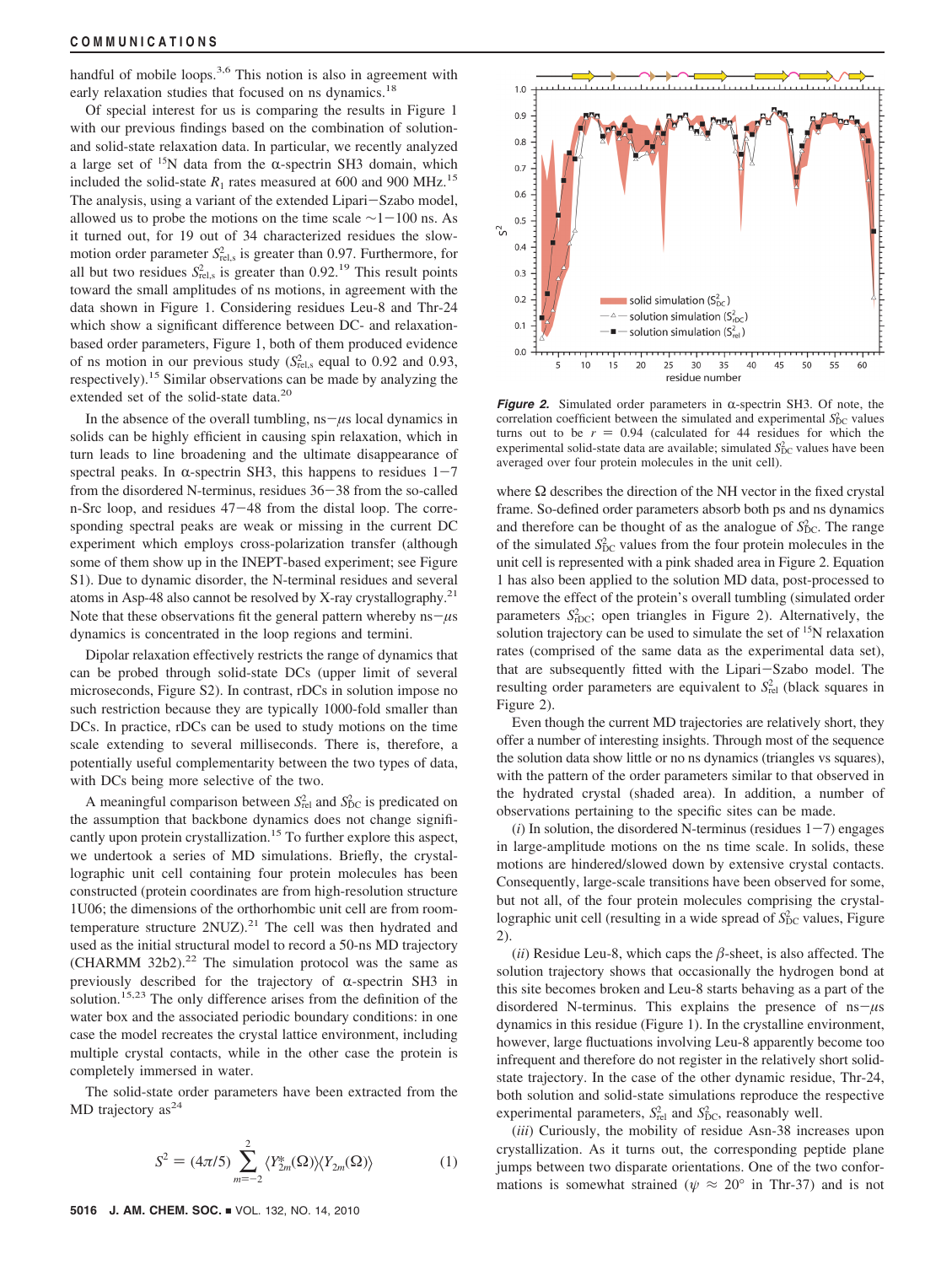handful of mobile loops.[3,6] This notion is also in agreement with early relaxation studies that focused on ns dynamics.[18]

Of special interest for us is comparing the results in Figure 1 with our previous findings based on the combination of solution- and solid-state relaxation data. In particular, we recently analyzed a large set of $^{15}$N data from the α-spectrin SH3 domain, which included the solid-state $R_1$ rates measured at 600 and 900 MHz.[15] The analysis, using a variant of the extended Lipari−Szabo model, allowed us to probe the motions on the time scale ∼1−100 ns. As it turned out, for 19 out of 34 characterized residues the slow-motion order parameter $S^2_{\text{rel,s}}$ is greater than 0.97. Furthermore, for all but two residues $S^2_{\text{rel,s}}$ is greater than 0.92.[19] This result points toward the small amplitudes of ns motions, in agreement with the data shown in Figure 1. Considering residues Leu-8 and Thr-24 which show a significant difference between DC- and relaxation-based order parameters, Figure 1, both of them produced evidence of ns motion in our previous study ($S^2_{\text{rel,s}}$ equal to 0.92 and 0.93, respectively).[15] Similar observations can be made by analyzing the extended set of the solid-state data.[20]

In the absence of the overall tumbling, ns−μs local dynamics in solids can be highly efficient in causing spin relaxation, which in turn leads to line broadening and the ultimate disappearance of spectral peaks. In α-spectrin SH3, this happens to residues 1−7 from the disordered N-terminus, residues 36−38 from the so-called n-Src loop, and residues 47−48 from the distal loop. The corresponding spectral peaks are weak or missing in the current DC experiment which employs cross-polarization transfer (although some of them show up in the INEPT-based experiment; see Figure S1). Due to dynamic disorder, the N-terminal residues and several atoms in Asp-48 also cannot be resolved by X-ray crystallography.[21] Note that these observations fit the general pattern whereby ns−μs dynamics is concentrated in the loop regions and termini.

Dipolar relaxation effectively restricts the range of dynamics that can be probed through solid-state DCs (upper limit of several microseconds, Figure S2). In contrast, rDCs in solution impose no such restriction because they are typically 1000-fold smaller than DCs. In practice, rDCs can be used to study motions on the time scale extending to several milliseconds. There is, therefore, a potentially useful complementarity between the two types of data, with DCs being more selective of the two.

A meaningful comparison between $S^2_{\text{rel}}$ and $S^2_{\text{DC}}$ is predicated on the assumption that backbone dynamics does not change significantly upon protein crystallization.[15] To further explore this aspect, we undertook a series of MD simulations. Briefly, the crystallographic unit cell containing four protein molecules has been constructed (protein coordinates are from high-resolution structure 1U06; the dimensions of the orthorhombic unit cell are from room-temperature structure 2NUZ).[21] The cell was then hydrated and used as the initial structural model to record a 50-ns MD trajectory (CHARMM 32b2).[22] The simulation protocol was the same as previously described for the trajectory of α-spectrin SH3 in solution.[15,23] The only difference arises from the definition of the water box and the associated periodic boundary conditions: in one case the model recreates the crystal lattice environment, including multiple crystal contacts, while in the other case the protein is completely immersed in water.

The solid-state order parameters have been extracted from the MD trajectory as[24]

$$S^2 = (4\pi/5) \sum_{m=-2}^{2} \langle Y^*_{2m}(\Omega) \rangle \langle Y_{2m}(\Omega) \rangle \qquad (1)$$

**Figure 2.** Simulated order parameters in α-spectrin SH3. Of note, the correlation coefficient between the simulated and experimental $S^2_{\text{DC}}$ values turns out to be $r = 0.94$ (calculated for 44 residues for which the experimental solid-state data are available; simulated $S^2_{\text{DC}}$ values have been averaged over four protein molecules in the unit cell).

where Ω describes the direction of the NH vector in the fixed crystal frame. So-defined order parameters absorb both ps and ns dynamics and therefore can be thought of as the analogue of $S^2_{\text{DC}}$. The range of the simulated $S^2_{\text{DC}}$ values from the four protein molecules in the unit cell is represented with a pink shaded area in Figure 2. Equation 1 has also been applied to the solution MD data, post-processed to remove the effect of the protein's overall tumbling (simulated order parameters $S^2_{\text{rDC}}$; open triangles in Figure 2). Alternatively, the solution trajectory can be used to simulate the set of $^{15}$N relaxation rates (comprised of the same data as the experimental data set), that are subsequently fitted with the Lipari−Szabo model. The resulting order parameters are equivalent to $S^2_{\text{rel}}$ (black squares in Figure 2).

Even though the current MD trajectories are relatively short, they offer a number of interesting insights. Through most of the sequence the solution data show little or no ns dynamics (triangles vs squares), with the pattern of the order parameters similar to that observed in the hydrated crystal (shaded area). In addition, a number of observations pertaining to the specific sites can be made.

(*i*) In solution, the disordered N-terminus (residues 1−7) engages in large-amplitude motions on the ns time scale. In solids, these motions are hindered/slowed down by extensive crystal contacts. Consequently, large-scale transitions have been observed for some, but not all, of the four protein molecules comprising the crystallographic unit cell (resulting in a wide spread of $S^2_{\text{DC}}$ values, Figure 2).

(*ii*) Residue Leu-8, which caps the β-sheet, is also affected. The solution trajectory shows that occasionally the hydrogen bond at this site becomes broken and Leu-8 starts behaving as a part of the disordered N-terminus. This explains the presence of ns−μs dynamics in this residue (Figure 1). In the crystalline environment, however, large fluctuations involving Leu-8 apparently become too infrequent and therefore do not register in the relatively short solid-state trajectory. In the case of the other dynamic residue, Thr-24, both solution and solid-state simulations reproduce the respective experimental parameters, $S^2_{\text{rel}}$ and $S^2_{\text{DC}}$, reasonably well.

(*iii*) Curiously, the mobility of residue Asn-38 increases upon crystallization. As it turns out, the corresponding peptide plane jumps between two disparate orientations. One of the two conformations is somewhat strained ($\psi \approx 20°$ in Thr-37) and is not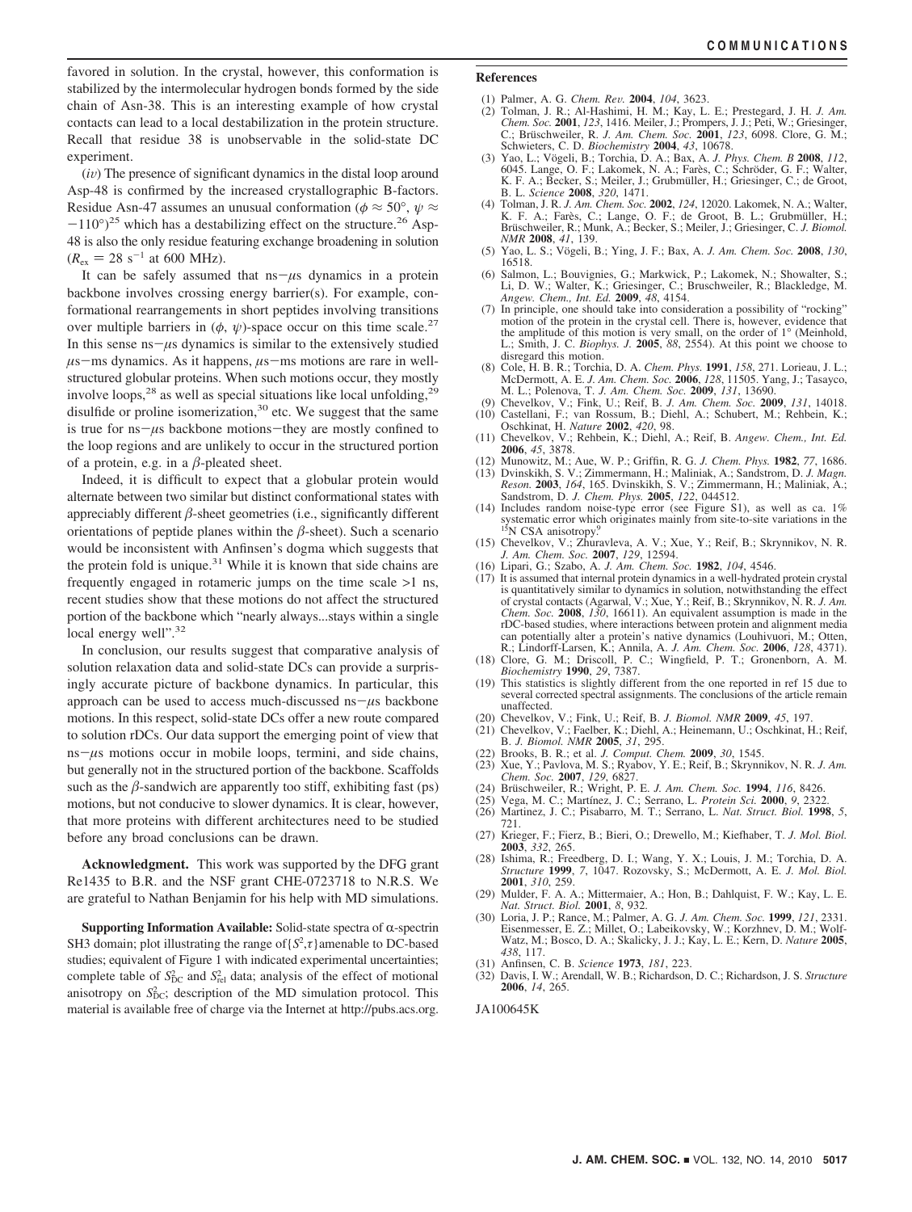favored in solution. In the crystal, however, this conformation is stabilized by the intermolecular hydrogen bonds formed by the side chain of Asn-38. This is an interesting example of how crystal contacts can lead to a local destabilization in the protein structure. Recall that residue 38 is unobservable in the solid-state DC experiment.

(*iv*) The presence of significant dynamics in the distal loop around Asp-48 is confirmed by the increased crystallographic B-factors. Residue Asn-47 assumes an unusual conformation ($\phi \approx 50°$, $\psi \approx -110°$)[25] which has a destabilizing effect on the structure.[26] Asp-48 is also the only residue featuring exchange broadening in solution ($R_{ex} = 28$ s$^{-1}$ at 600 MHz).

It can be safely assumed that ns−μs dynamics in a protein backbone involves crossing energy barrier(s). For example, conformational rearrangements in short peptides involving transitions over multiple barriers in ($\phi$, $\psi$)-space occur on this time scale.[27] In this sense ns−μs dynamics is similar to the extensively studied μs−ms dynamics. As it happens, μs−ms motions are rare in well-structured globular proteins. When such motions occur, they mostly involve loops,[28] as well as special situations like local unfolding,[29] disulfide or proline isomerization,[30] etc. We suggest that the same is true for ns−μs backbone motions—they are mostly confined to the loop regions and are unlikely to occur in the structured portion of a protein, e.g. in a β-pleated sheet.

Indeed, it is difficult to expect that a globular protein would alternate between two similar but distinct conformational states with appreciably different β-sheet geometries (i.e., significantly different orientations of peptide planes within the β-sheet). Such a scenario would be inconsistent with Anfinsen's dogma which suggests that the protein fold is unique.[31] While it is known that side chains are frequently engaged in rotameric jumps on the time scale >1 ns, recent studies show that these motions do not affect the structured portion of the backbone which "nearly always...stays within a single local energy well".[32]

In conclusion, our results suggest that comparative analysis of solution relaxation data and solid-state DCs can provide a surprisingly accurate picture of backbone dynamics. In particular, this approach can be used to access much-discussed ns−μs backbone motions. In this respect, solid-state DCs offer a new route compared to solution rDCs. Our data support the emerging point of view that ns−μs motions occur in mobile loops, termini, and side chains, but generally not in the structured portion of the backbone. Scaffolds such as the β-sandwich are apparently too stiff, exhibiting fast (ps) motions, but not conducive to slower dynamics. It is clear, however, that more proteins with different architectures need to be studied before any broad conclusions can be drawn.

**Acknowledgment.** This work was supported by the DFG grant Re1435 to B.R. and the NSF grant CHE-0723718 to N.R.S. We are grateful to Nathan Benjamin for his help with MD simulations.

**Supporting Information Available:** Solid-state spectra of α-spectrin SH3 domain; plot illustrating the range of {$S^2$,$\tau$} amenable to DC-based studies; equivalent of Figure 1 with indicated experimental uncertainties; complete table of $S^2_{DC}$ and $S^2_{rel}$ data; analysis of the effect of motional anisotropy on $S^2_{DC}$; description of the MD simulation protocol. This material is available free of charge via the Internet at http://pubs.acs.org.

## References

(1) Palmer, A. G. *Chem. Rev.* **2004**, *104*, 3623.
(2) Tolman, J. R.; Al-Hashimi, H. M.; Kay, L. E.; Prestegard, J. H. *J. Am. Chem. Soc.* **2001**, *123*, 1416. Meiler, J.; Prompers, J. J.; Peti, W.; Griesinger, C.; Brüschweiler, R. *J. Am. Chem. Soc.* **2001**, *123*, 6098. Clore, G. M.; Schwieters, C. D. *Biochemistry* **2004**, *43*, 10678.
(3) Yao, L.; Vögeli, B.; Torchia, D. A.; Bax, A. *J. Phys. Chem. B* **2008**, *112*, 6045. Lange, O. F.; Lakomek, N. A.; Farès, C.; Schröder, G. F.; Walter, K. F. A.; Becker, S.; Meiler, J.; Grubmüller, H.; Griesinger, C.; de Groot, B. L. *Science* **2008**, *320*, 1471.
(4) Tolman, J. R. *J. Am. Chem. Soc.* **2002**, *124*, 12020. Lakomek, N. A.; Walter, K. F. A.; Farès, C.; Lange, O. F.; de Groot, B. L.; Grubmüller, H.; Brüschweiler, R.; Munk, A.; Becker, S.; Meiler, J.; Griesinger, C. *J. Biomol. NMR* **2008**, *41*, 139.
(5) Yao, L. S.; Vögeli, B.; Ying, J. F.; Bax, A. *J. Am. Chem. Soc.* **2008**, *130*, 16518.
(6) Salmon, L.; Bouvignies, G.; Markwick, P.; Lakomek, N.; Showalter, S.; Li, D. W.; Walter, K.; Griesinger, C.; Bruschweiler, R.; Blackledge, M. *Angew. Chem., Int. Ed.* **2009**, *48*, 4154.
(7) In principle, one should take into consideration a possibility of "rocking" motion of the protein in the crystal cell. There is, however, evidence that the amplitude of this motion is very small, on the order of 1° (Meinhold, L.; Smith, J. C. *Biophys. J.* **2005**, *88*, 2554). At this point we choose to disregard this motion.
(8) Cole, H. B. R.; Torchia, D. A. *Chem. Phys.* **1991**, *158*, 271. Lorieau, J. L.; McDermott, A. E. *J. Am. Chem. Soc.* **2006**, *128*, 11505. Yang, J.; Tasayco, M. L.; Polenova, T. *J. Am. Chem. Soc.* **2009**, *131*, 13690.
(9) Chevelkov, V.; Fink, U.; Reif, B. *J. Am. Chem. Soc.* **2009**, *131*, 14018.
(10) Castellani, F.; van Rossum, B.; Diehl, A.; Schubert, M.; Rehbein, K.; Oschkinat, H. *Nature* **2002**, *420*, 98.
(11) Chevelkov, V.; Rehbein, K.; Diehl, A.; Reif, B. *Angew. Chem., Int. Ed.* **2006**, *45*, 3878.
(12) Munowitz, M.; Aue, W. P.; Griffin, R. G. *J. Chem. Phys.* **1982**, *77*, 1686.
(13) Dvinskikh, S. V.; Zimmermann, H.; Maliniak, A.; Sandstrom, D. *J. Magn. Reson.* **2003**, *164*, 165. Dvinskikh, S. V.; Zimmermann, H.; Maliniak, A.; Sandstrom, D. *J. Chem. Phys.* **2005**, *122*, 044512.
(14) Includes random noise-type error (see Figure S1), as well as ca. 1% systematic error which originates mainly from site-to-site variations in the $^{15}$N CSA anisotropy.[9]
(15) Chevelkov, V.; Zhuravleva, A. V.; Xue, Y.; Reif, B.; Skrynnikov, N. R. *J. Am. Chem. Soc.* **2007**, *129*, 12594.
(16) Lipari, G.; Szabo, A. *J. Am. Chem. Soc.* **1982**, *104*, 4546.
(17) It is assumed that internal protein dynamics in a well-hydrated protein crystal is quantitatively similar to dynamics in solution, notwithstanding the effect of crystal contacts (Agarwal, V.; Xue, Y.; Reif, B.; Skrynnikov, N. R. *J. Am. Chem. Soc.* **2008**, *130*, 16611). An equivalent assumption is made in the rDC-based studies, where interactions between protein and alignment media can potentially alter a protein's native dynamics (Louhivuori, M.; Otten, R.; Lindorff-Larsen, K.; Annila, A. *J. Am. Chem. Soc.* **2006**, *128*, 4371).
(18) Clore, G. M.; Driscoll, P. C.; Wingfield, P. T.; Gronenborn, A. M. *Biochemistry* **1990**, *29*, 7387.
(19) This statistics is slightly different from the one reported in ref 15 due to several corrected spectral assignments. The conclusions of the article remain unaffected.
(20) Chevelkov, V.; Fink, U.; Reif, B. *J. Biomol. NMR* **2009**, *45*, 197.
(21) Chevelkov, V.; Faelber, K.; Diehl, A.; Heinemann, U.; Oschkinat, H.; Reif, B. *J. Biomol. NMR* **2005**, *31*, 295.
(22) Brooks, B. R.; et al. *J. Comput. Chem.* **2009**, *30*, 1545.
(23) Xue, Y.; Pavlova, M. S.; Ryabov, Y. E.; Reif, B.; Skrynnikov, N. R. *J. Am. Chem. Soc.* **2007**, *129*, 6827.
(24) Brüschweiler, R.; Wright, P. E. *J. Am. Chem. Soc.* **1994**, *116*, 8426.
(25) Vega, M. C.; Martínez, J. C.; Serrano, L. *Protein Sci.* **2000**, *9*, 2322.
(26) Martinez, J. C.; Pisabarro, M. T.; Serrano, L. *Nat. Struct. Biol.* **1998**, *5*, 721.
(27) Krieger, F.; Fierz, B.; Bieri, O.; Drewello, M.; Kiefhaber, T. *J. Mol. Biol.* **2003**, *332*, 265.
(28) Ishima, R.; Freedberg, D. I.; Wang, Y. X.; Louis, J. M.; Torchia, D. A. *Structure* **1999**, *7*, 1047. Rozovsky, S.; McDermott, A. E. *J. Mol. Biol.* **2001**, *310*, 259.
(29) Mulder, F. A. A.; Mittermaier, A.; Hon, B.; Dahlquist, F. W.; Kay, L. E. *Nat. Struct. Biol.* **2001**, *8*, 932.
(30) Loria, J. P.; Rance, M.; Palmer, A. G. *J. Am. Chem. Soc.* **1999**, *121*, 2331. Eisenmesser, E. Z.; Millet, O.; Labeikovsky, W.; Korzhnev, D. M.; Wolf-Watz, M.; Bosco, D. A.; Skalicky, J. J.; Kay, L. E.; Kern, D. *Nature* **2005**, *438*, 117.
(31) Anfinsen, C. B. *Science* **1973**, *181*, 223.
(32) Davis, I. W.; Arendall, W. B.; Richardson, D. C.; Richardson, J. S. *Structure* **2006**, *14*, 265.

JA100645K